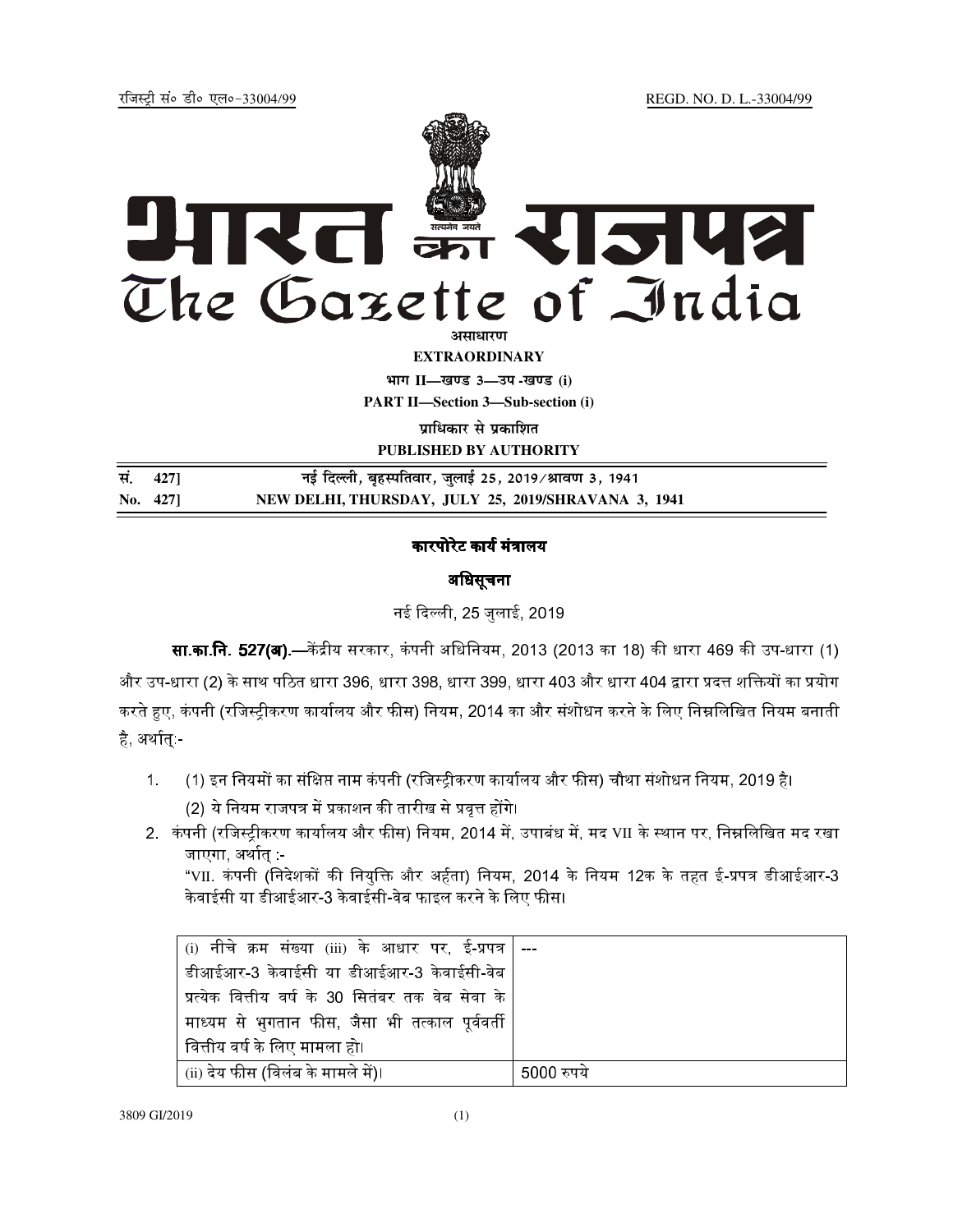रजिस्ट्री सं० डी० एल०-33004/99 REGD. NO. D. L.-33004/99

# भारत का राजपत्र
# The Gazette of India

असाधारण

**EXTRAORDINARY**

भाग II—खण्ड 3—उप-खण्ड (i)

**PART II—Section 3—Sub-section (i)**

प्राधिकार से प्रकाशित

**PUBLISHED BY AUTHORITY**

| सं. 427] | नई दिल्ली, बृहस्पतिवार, जुलाई 25, 2019/श्रावण 3, 1941 |
|---|---|
| No. 427] | NEW DELHI, THURSDAY, JULY 25, 2019/SHRAVANA 3, 1941 |

## कारपोरेट कार्य मंत्रालय

### अधिसूचना

नई दिल्ली, 25 जुलाई, 2019

**सा.का.नि. 527(अ).**—केंद्रीय सरकार, कंपनी अधिनियम, 2013 (2013 का 18) की धारा 469 की उप-धारा (1) और उप-धारा (2) के साथ पठित धारा 396, धारा 398, धारा 399, धारा 403 और धारा 404 द्वारा प्रदत्त शक्तियों का प्रयोग करते हुए, कंपनी (रजिस्ट्रीकरण कार्यालय और फीस) नियम, 2014 का और संशोधन करने के लिए निम्नलिखित नियम बनाती है, अर्थात्:-

1. (1) इन नियमों का संक्षिप्त नाम कंपनी (रजिस्ट्रीकरण कार्यालय और फीस) चौथा संशोधन नियम, 2019 है।

   (2) ये नियम राजपत्र में प्रकाशन की तारीख से प्रवृत्त होंगे।

2. कंपनी (रजिस्ट्रीकरण कार्यालय और फीस) नियम, 2014 में, उपाबंध में, मद VII के स्थान पर, निम्नलिखित मद रखा जाएगा, अर्थात् :-

   "VII. कंपनी (निदेशकों की नियुक्ति और अर्हता) नियम, 2014 के नियम 12क के तहत ई-प्रपत्र डीआईआर-3 केवाईसी या डीआईआर-3 केवाईसी-वेब फाइल करने के लिए फीस।

| | |
|---|---|
| (i) नीचे क्रम संख्या (iii) के आधार पर, ई-प्रपत्र डीआईआर-3 केवाईसी या डीआईआर-3 केवाईसी-वेब प्रत्येक वित्तीय वर्ष के 30 सितंबर तक वेब सेवा के माध्यम से भुगतान फीस, जैसा भी तत्काल पूर्ववर्ती वित्तीय वर्ष के लिए मामला हो। | --- |
| (ii) देय फीस (विलंब के मामले में)। | 5000 रुपये |

3809 GI/2019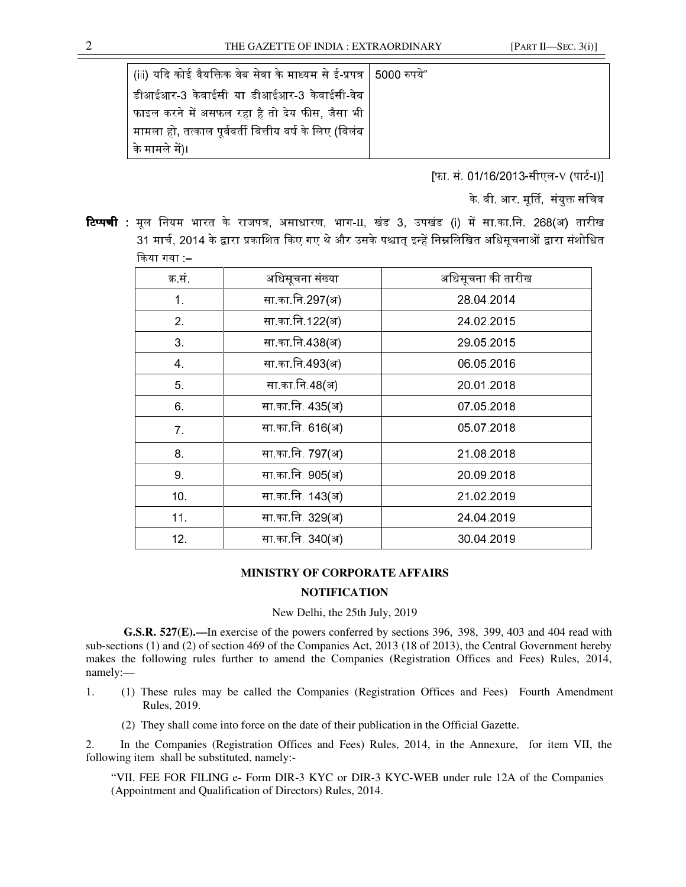| (iii) यदि कोई वैयक्तिक वेब सेवा के माध्यम से ई-प्रपत्र डीआईआर-3 केवाईसी या डीआईआर-3 केवाईसी-वेब फाइल करने में असफल रहा है तो देय फीस, जैसा भी मामला हो, तत्काल पूर्ववर्ती वित्तीय वर्ष के लिए (विलंब के मामले में)। | 5000 रुपये" |
|---|---|

[फा. सं. 01/16/2013-सीएल-V (पार्ट-I)]

के. वी. आर. मूर्ति, संयुक्त सचिव

**टिप्पणी** : मूल नियम भारत के राजपत्र, असाधारण, भाग-II, खंड 3, उपखंड (i) में सा.का.नि. 268(अ) तारीख 31 मार्च, 2014 के द्वारा प्रकाशित किए गए थे और उसके पश्चात् इन्हें निम्नलिखित अधिसूचनाओं द्वारा संशोधित किया गया :–

| क्र.सं. | अधिसूचना संख्या | अधिसूचना की तारीख |
|---|---|---|
| 1. | सा.का.नि.297(अ) | 28.04.2014 |
| 2. | सा.का.नि.122(अ) | 24.02.2015 |
| 3. | सा.का.नि.438(अ) | 29.05.2015 |
| 4. | सा.का.नि.493(अ) | 06.05.2016 |
| 5. | सा.का.नि.48(अ) | 20.01.2018 |
| 6. | सा.का.नि. 435(अ) | 07.05.2018 |
| 7. | सा.का.नि. 616(अ) | 05.07.2018 |
| 8. | सा.का.नि. 797(अ) | 21.08.2018 |
| 9. | सा.का.नि. 905(अ) | 20.09.2018 |
| 10. | सा.का.नि. 143(अ) | 21.02.2019 |
| 11. | सा.का.नि. 329(अ) | 24.04.2019 |
| 12. | सा.का.नि. 340(अ) | 30.04.2019 |

## MINISTRY OF CORPORATE AFFAIRS

## NOTIFICATION

New Delhi, the 25th July, 2019

**G.S.R. 527(E).—**In exercise of the powers conferred by sections 396, 398, 399, 403 and 404 read with sub-sections (1) and (2) of section 469 of the Companies Act, 2013 (18 of 2013), the Central Government hereby makes the following rules further to amend the Companies (Registration Offices and Fees) Rules, 2014, namely:—

1. (1) These rules may be called the Companies (Registration Offices and Fees) Fourth Amendment Rules, 2019.

   (2) They shall come into force on the date of their publication in the Official Gazette.

2. In the Companies (Registration Offices and Fees) Rules, 2014, in the Annexure, for item VII, the following item shall be substituted, namely:-

"VII. FEE FOR FILING e- Form DIR-3 KYC or DIR-3 KYC-WEB under rule 12A of the Companies (Appointment and Qualification of Directors) Rules, 2014.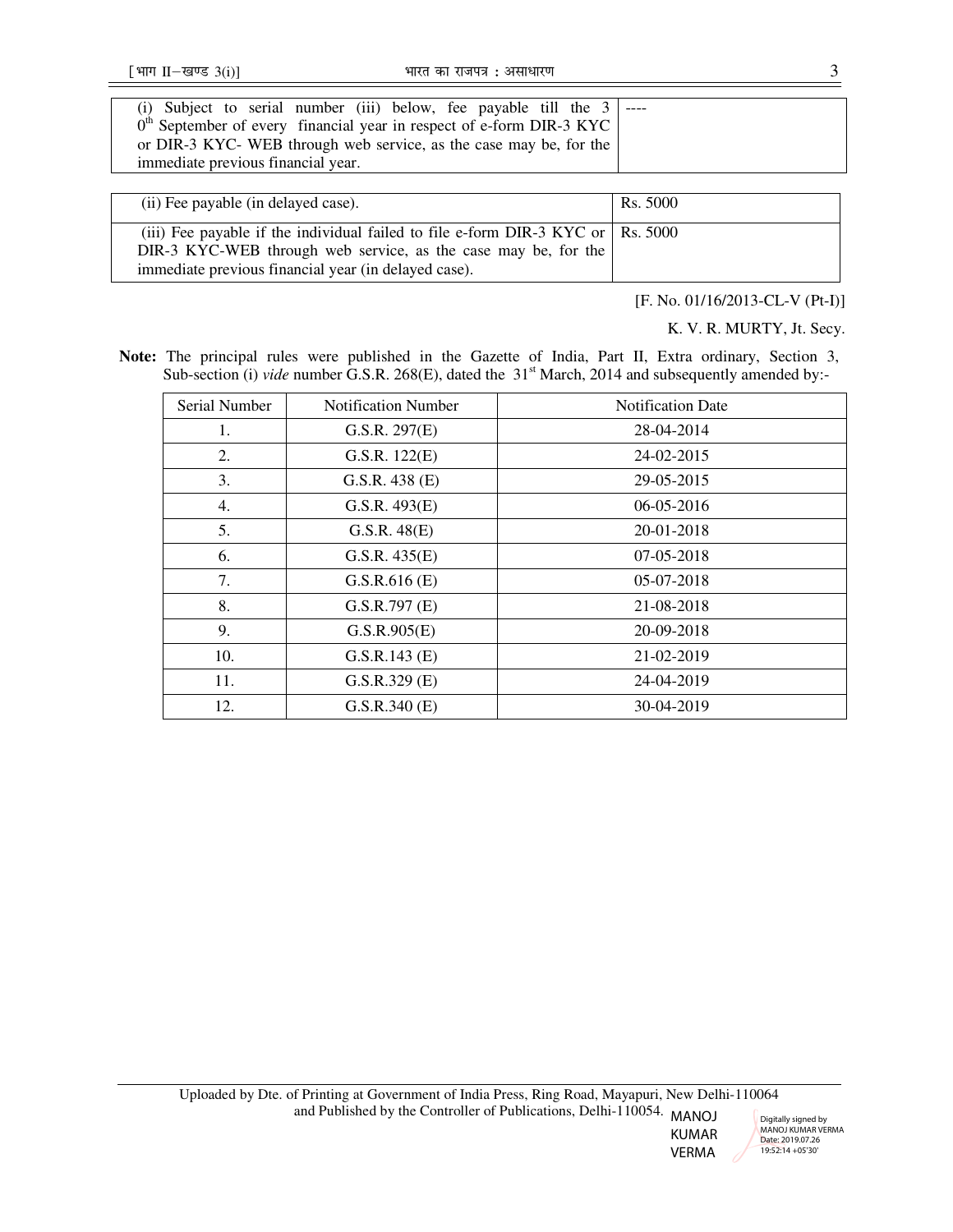| | |
|---|---|
| (i) Subject to serial number (iii) below, fee payable till the 30th September of every financial year in respect of e-form DIR-3 KYC or DIR-3 KYC- WEB through web service, as the case may be, for the immediate previous financial year. | ---- |
| (ii) Fee payable (in delayed case). | Rs. 5000 |
| (iii) Fee payable if the individual failed to file e-form DIR-3 KYC or DIR-3 KYC-WEB through web service, as the case may be, for the immediate previous financial year (in delayed case). | Rs. 5000 |

[F. No. 01/16/2013-CL-V (Pt-I)]

K. V. R. MURTY, Jt. Secy.

**Note:** The principal rules were published in the Gazette of India, Part II, Extra ordinary, Section 3, Sub-section (i) *vide* number G.S.R. 268(E), dated the 31st March, 2014 and subsequently amended by:-

| Serial Number | Notification Number | Notification Date |
|---|---|---|
| 1. | G.S.R. 297(E) | 28-04-2014 |
| 2. | G.S.R. 122(E) | 24-02-2015 |
| 3. | G.S.R. 438 (E) | 29-05-2015 |
| 4. | G.S.R. 493(E) | 06-05-2016 |
| 5. | G.S.R. 48(E) | 20-01-2018 |
| 6. | G.S.R. 435(E) | 07-05-2018 |
| 7. | G.S.R.616 (E) | 05-07-2018 |
| 8. | G.S.R.797 (E) | 21-08-2018 |
| 9. | G.S.R.905(E) | 20-09-2018 |
| 10. | G.S.R.143 (E) | 21-02-2019 |
| 11. | G.S.R.329 (E) | 24-04-2019 |
| 12. | G.S.R.340 (E) | 30-04-2019 |

Uploaded by Dte. of Printing at Government of India Press, Ring Road, Mayapuri, New Delhi-110064 and Published by the Controller of Publications, Delhi-110054.

MANOJ KUMAR VERMA

Digitally signed by MANOJ KUMAR VERMA Date: 2019.07.26 19:52:14 +05'30'